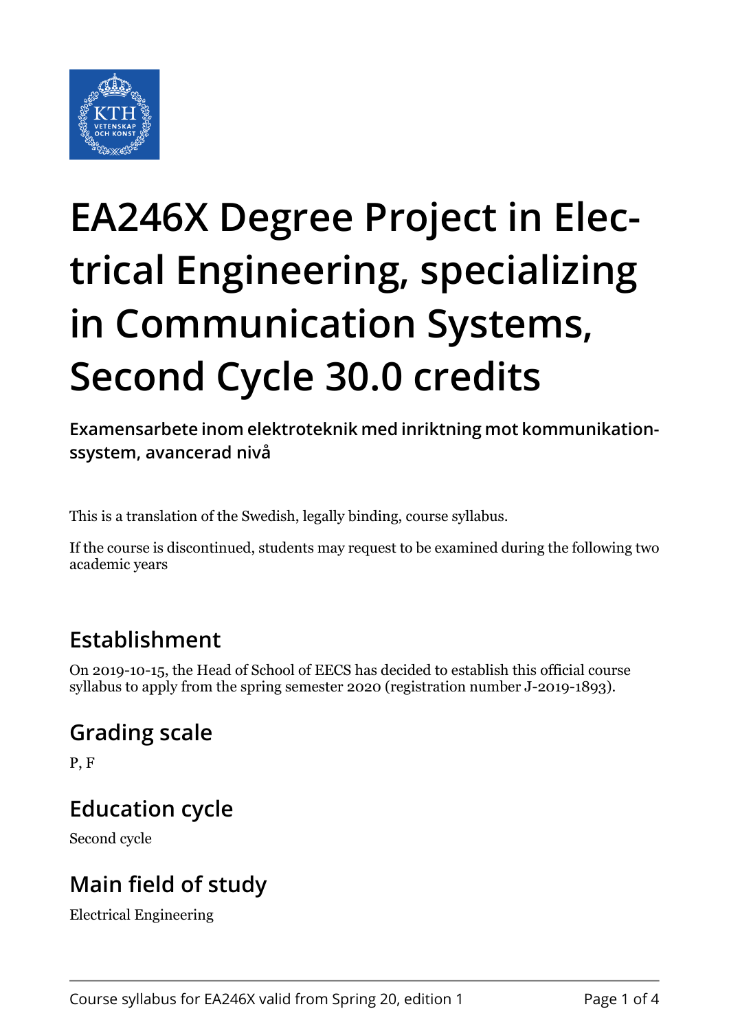# EA246X Degree Project in Electrical Engineering, specializing in Communication Systems, Second Cycle 30.0 credits

**Examensarbete inom elektroteknik med inriktning mot kommunikationssystem, avancerad nivå**

This is a translation of the Swedish, legally binding, course syllabus.

If the course is discontinued, students may request to be examined during the following two academic years

## Establishment

On 2019-10-15, the Head of School of EECS has decided to establish this official course syllabus to apply from the spring semester 2020 (registration number J-2019-1893).

## Grading scale

P, F

## Education cycle

Second cycle

## Main field of study

Electrical Engineering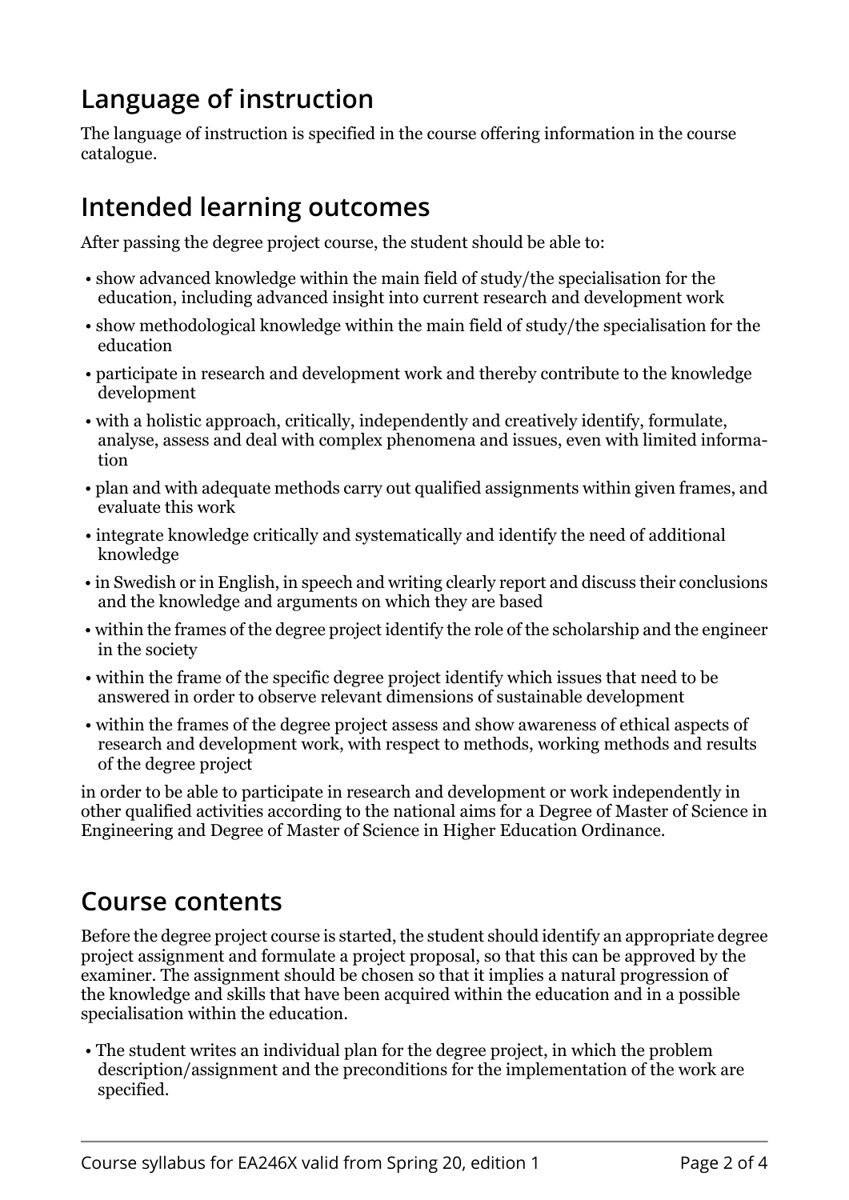## Language of instruction

The language of instruction is specified in the course offering information in the course catalogue.

## Intended learning outcomes

After passing the degree project course, the student should be able to:

- show advanced knowledge within the main field of study/the specialisation for the education, including advanced insight into current research and development work
- show methodological knowledge within the main field of study/the specialisation for the education
- participate in research and development work and thereby contribute to the knowledge development
- with a holistic approach, critically, independently and creatively identify, formulate, analyse, assess and deal with complex phenomena and issues, even with limited information
- plan and with adequate methods carry out qualified assignments within given frames, and evaluate this work
- integrate knowledge critically and systematically and identify the need of additional knowledge
- in Swedish or in English, in speech and writing clearly report and discuss their conclusions and the knowledge and arguments on which they are based
- within the frames of the degree project identify the role of the scholarship and the engineer in the society
- within the frame of the specific degree project identify which issues that need to be answered in order to observe relevant dimensions of sustainable development
- within the frames of the degree project assess and show awareness of ethical aspects of research and development work, with respect to methods, working methods and results of the degree project

in order to be able to participate in research and development or work independently in other qualified activities according to the national aims for a Degree of Master of Science in Engineering and Degree of Master of Science in Higher Education Ordinance.

## Course contents

Before the degree project course is started, the student should identify an appropriate degree project assignment and formulate a project proposal, so that this can be approved by the examiner. The assignment should be chosen so that it implies a natural progression of the knowledge and skills that have been acquired within the education and in a possible specialisation within the education.

- The student writes an individual plan for the degree project, in which the problem description/assignment and the preconditions for the implementation of the work are specified.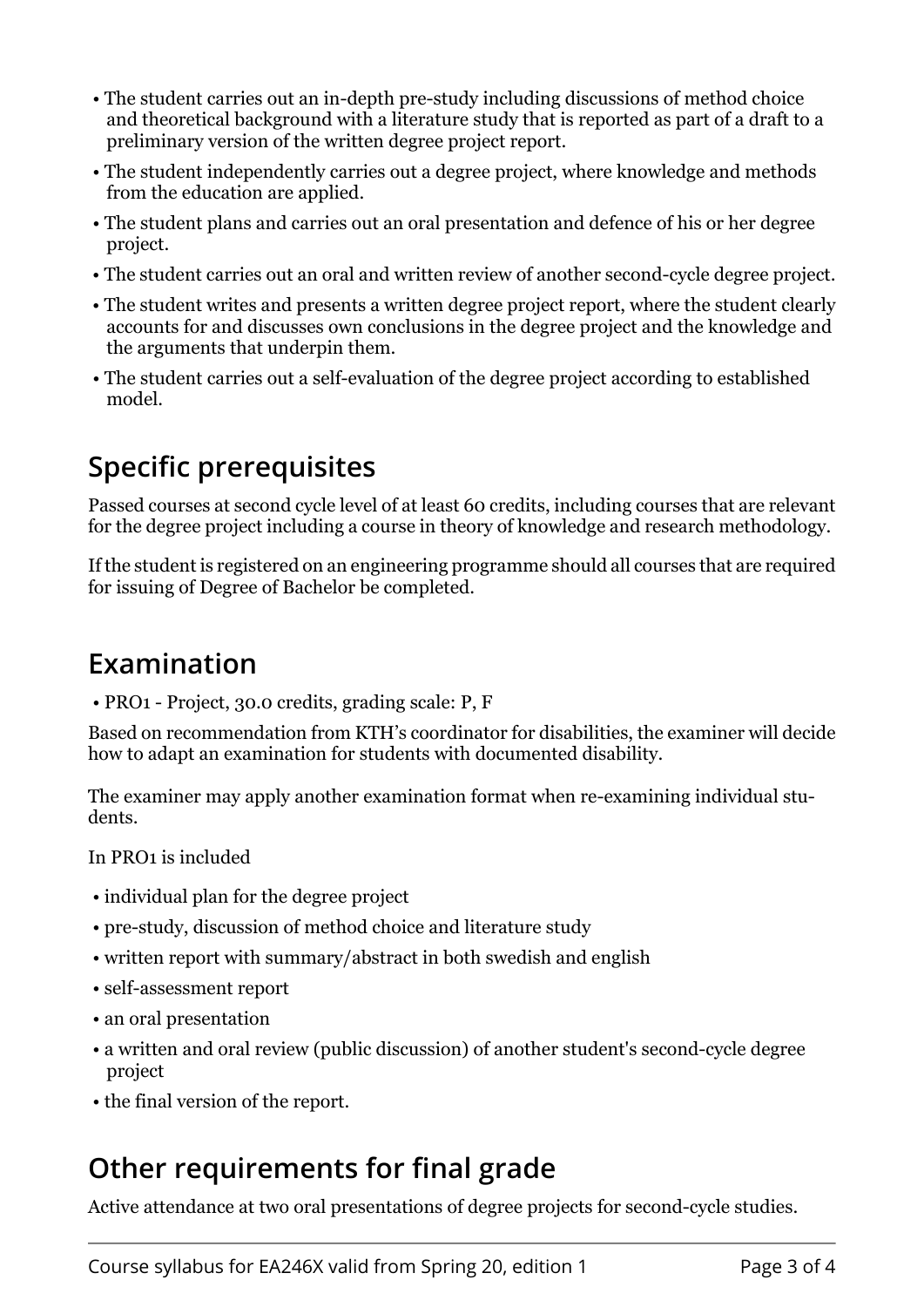- The student carries out an in-depth pre-study including discussions of method choice and theoretical background with a literature study that is reported as part of a draft to a preliminary version of the written degree project report.
- The student independently carries out a degree project, where knowledge and methods from the education are applied.
- The student plans and carries out an oral presentation and defence of his or her degree project.
- The student carries out an oral and written review of another second-cycle degree project.
- The student writes and presents a written degree project report, where the student clearly accounts for and discusses own conclusions in the degree project and the knowledge and the arguments that underpin them.
- The student carries out a self-evaluation of the degree project according to established model.

## Specific prerequisites

Passed courses at second cycle level of at least 60 credits, including courses that are relevant for the degree project including a course in theory of knowledge and research methodology.

If the student is registered on an engineering programme should all courses that are required for issuing of Degree of Bachelor be completed.

## Examination

- PRO1 - Project, 30.0 credits, grading scale: P, F

Based on recommendation from KTH's coordinator for disabilities, the examiner will decide how to adapt an examination for students with documented disability.

The examiner may apply another examination format when re-examining individual students.

In PRO1 is included

- individual plan for the degree project
- pre-study, discussion of method choice and literature study
- written report with summary/abstract in both swedish and english
- self-assessment report
- an oral presentation
- a written and oral review (public discussion) of another student's second-cycle degree project
- the final version of the report.

## Other requirements for final grade

Active attendance at two oral presentations of degree projects for second-cycle studies.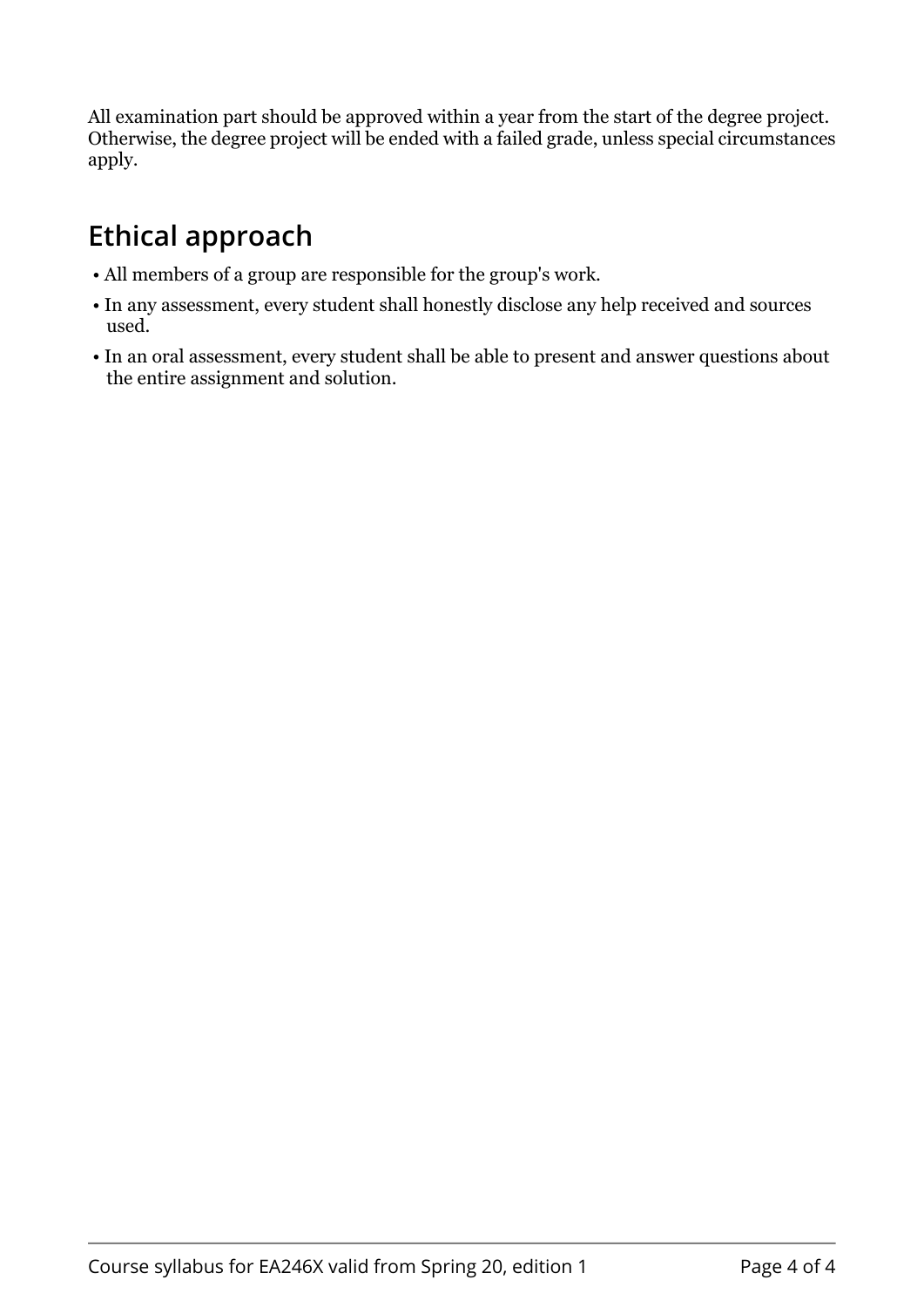All examination part should be approved within a year from the start of the degree project. Otherwise, the degree project will be ended with a failed grade, unless special circumstances apply.

## Ethical approach

- All members of a group are responsible for the group's work.
- In any assessment, every student shall honestly disclose any help received and sources used.
- In an oral assessment, every student shall be able to present and answer questions about the entire assignment and solution.